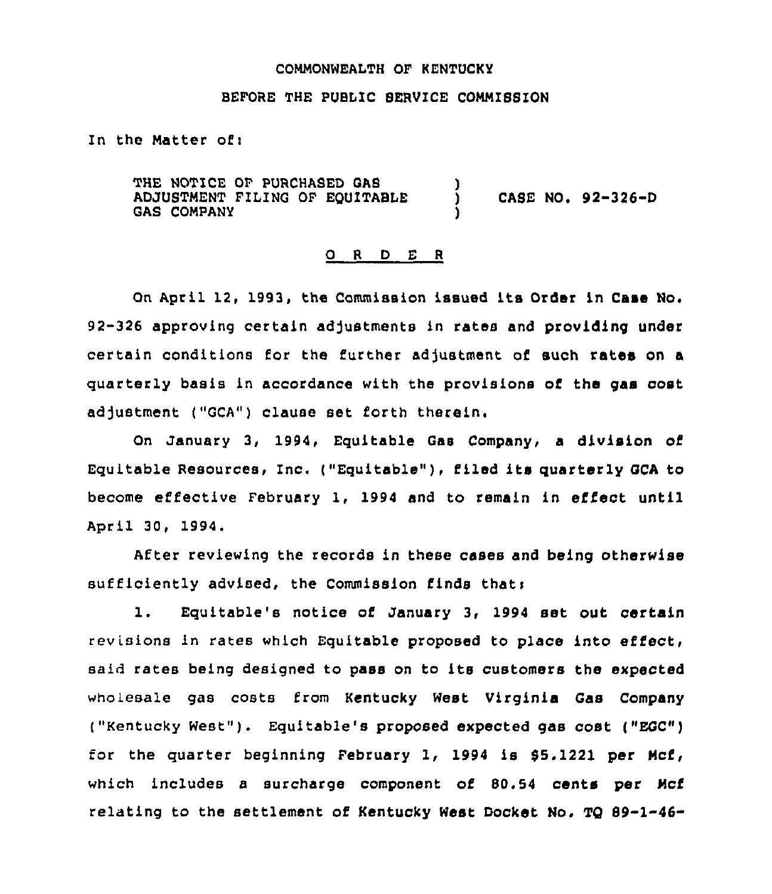COMMONWEALTH OF KENTUCKY

BEFORE THE PUBLIC SERVICE COMMISSION

In the Matter of:

THE NOTICE OF PURCHASED GAS ADJUSTMENT FILING OF EQUITABLE GAS COMPANY ) CASE NO. 92-326-D

O R D E R

On April 12, 1993, the Commission issued its Order in Case No. 92-326 approving certain adjustments in rates and providing under certain conditions for the further adjustment of such rates on a quarterly basis in accordance with the provisions of the gas cost adjustment ("GCA") clause set forth therein.

On January 3, 1994, Equitable Gas Company, a division of Equitable Resources, Inc. ("Equitable"), filed its quarterly GCA to become effective February 1, 1994 and to remain in effect until April 30, 1994.

After reviewing the records in these cases and being otherwise sufficiently advised, the Commission finds that:

1. Equitable's notice of January 3, 1994 set out certain revisions in rates which Equitable proposed to place into effect, said rates being designed to pass on to its customers the expected wholesale gas costs from Kentucky West Virginia Gas Company ("Kentucky West"). Equitable's proposed expected gas cost ("EGC") for the quarter beginning February 1, 1994 is $5.1221 per Mcf, which includes a surcharge component of 80.54 cents per Mcf relating to the settlement of Kentucky West Docket No. TQ 89-1-46-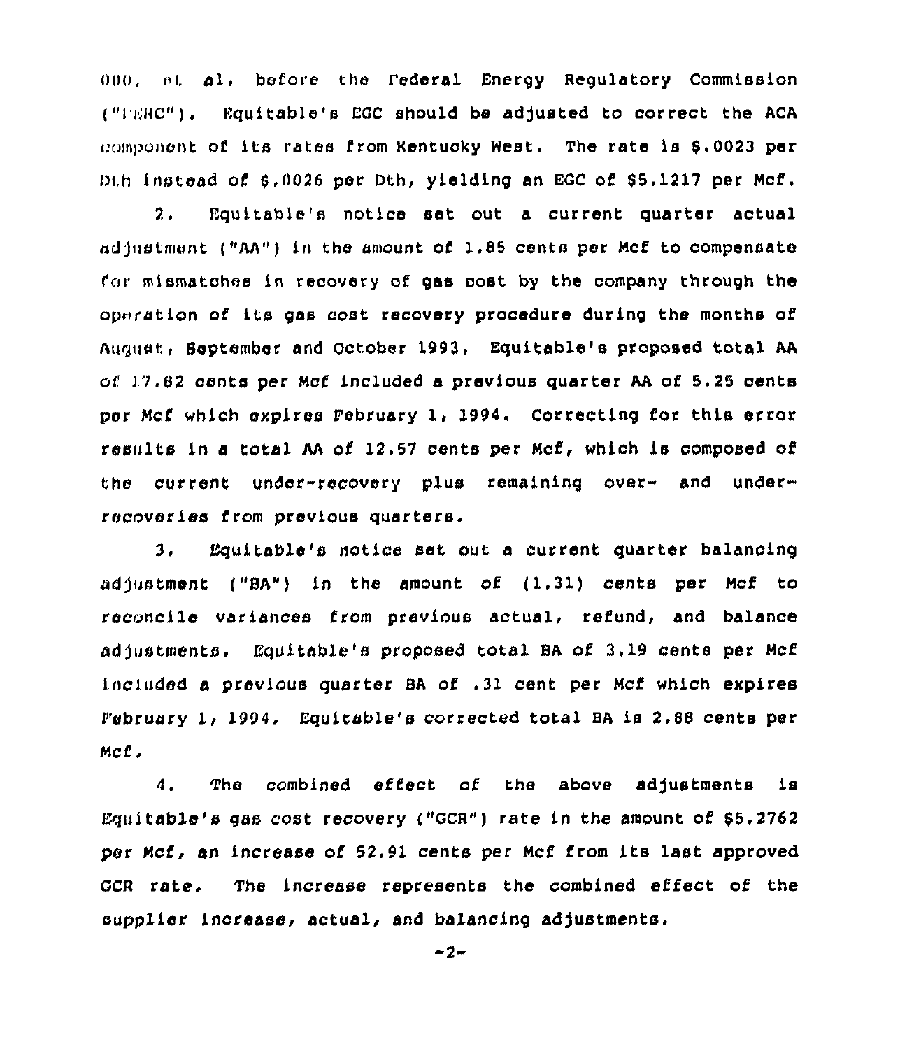000, et al. before the Federal Energy Regulatory Commission ("FERC"). Equitable's EGC should be adjusted to correct the ACA component of its rates from Kentucky West. The rate is $.0023 per Dth instead of $.0026 per Dth, yielding an EGC of $5.1217 per Mcf.

2. Equitable's notice set out a current quarter actual adjustment ("AA") in the amount of 1.85 cents per Mcf to compensate for mismatches in recovery of gas cost by the company through the operation of its gas cost recovery procedure during the months of August, September and October 1993. Equitable's proposed total AA of 17.82 cents per Mcf included a previous quarter AA of 5.25 cents per Mcf which expires February 1, 1994. Correcting for this error results in a total AA of 12.57 cents per Mcf, which is composed of the current under-recovery plus remaining over- and under-recoveries from previous quarters.

3. Equitable's notice set out a current quarter balancing adjustment ("BA") in the amount of (1.31) cents per Mcf to reconcile variances from previous actual, refund, and balance adjustments. Equitable's proposed total BA of 3.19 cents per Mcf included a previous quarter BA of .31 cent per Mcf which expires February 1, 1994. Equitable's corrected total BA is 2.88 cents per Mcf.

4. The combined effect of the above adjustments is Equitable's gas cost recovery ("GCR") rate in the amount of $5.2762 per Mcf, an increase of 52.91 cents per Mcf from its last approved GCR rate. The increase represents the combined effect of the supplier increase, actual, and balancing adjustments.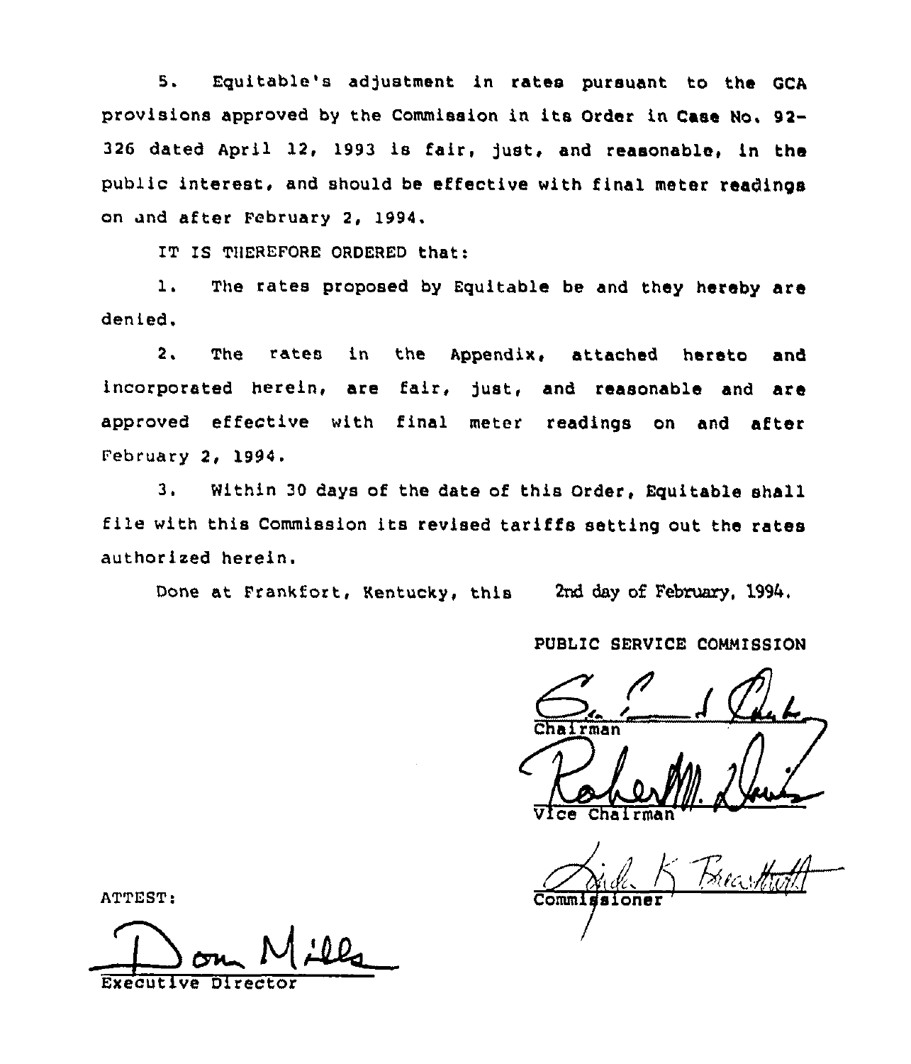5. Equitable's adjustment in rates pursuant to the GCA provisions approved by the Commission in its Order in Case No. 92-326 dated April 12, 1993 is fair, just, and reasonable, in the public interest, and should be effective with final meter readings on and after February 2, 1994.

IT IS THEREFORE ORDERED that:

1. The rates proposed by Equitable be and they hereby are denied.

2. The rates in the Appendix, attached hereto and incorporated herein, are fair, just, and reasonable and are approved effective with final meter readings on and after February 2, 1994.

3. Within 30 days of the date of this Order, Equitable shall file with this Commission its revised tariffs setting out the rates authorized herein.

Done at Frankfort, Kentucky, this 2nd day of February, 1994.

PUBLIC SERVICE COMMISSION

Chairman

Vice Chairman

Commissioner

ATTEST:

Executive Director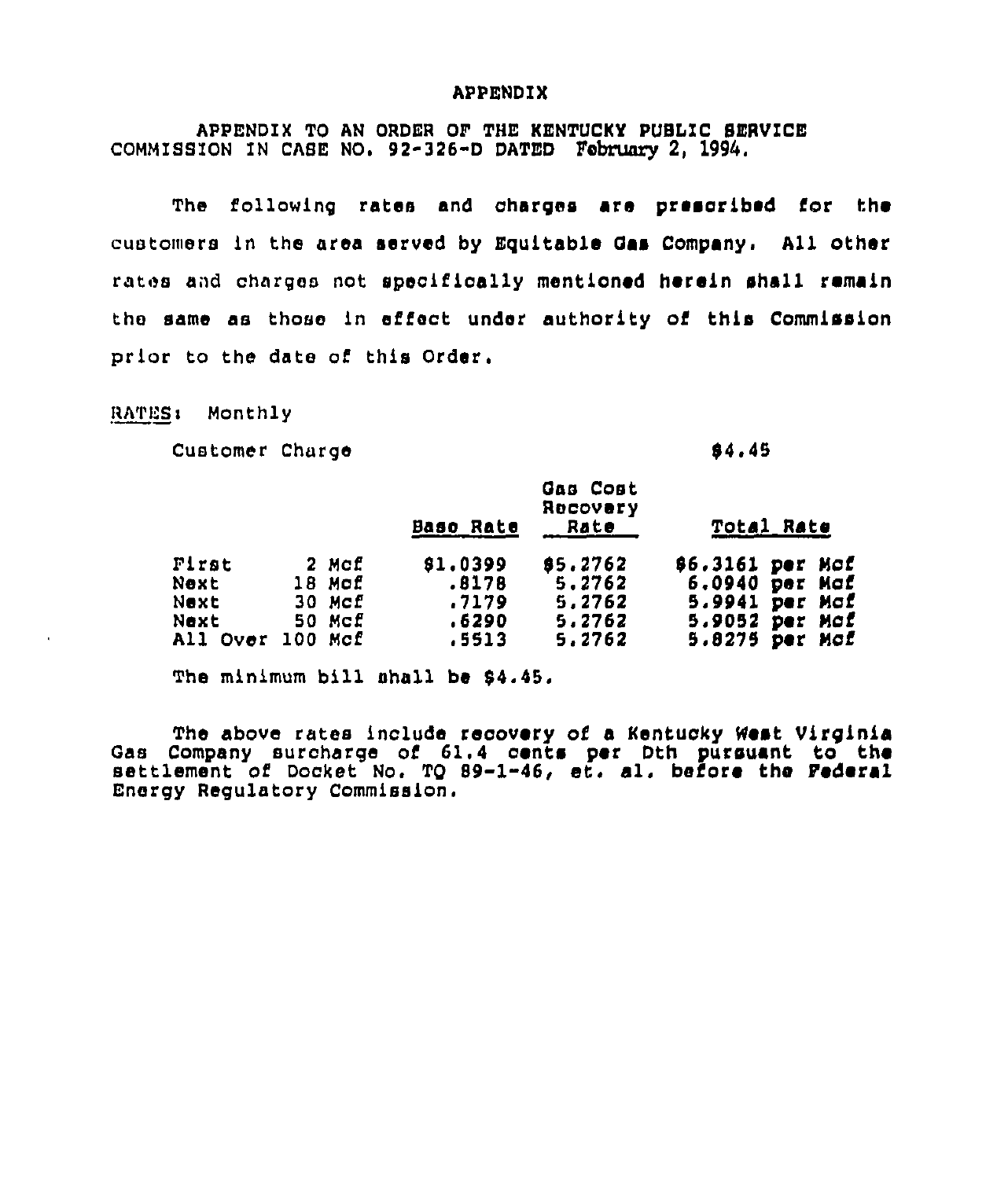APPENDIX

APPENDIX TO AN ORDER OF THE KENTUCKY PUBLIC SERVICE COMMISSION IN CASE NO. 92-326-D DATED February 2, 1994.

The following rates and charges are prescribed for the customers in the area served by Equitable Gas Company. All other rates and charges not specifically mentioned herein shall remain the same as those in effect under authority of this Commission prior to the date of this Order.

RATES: Monthly

Customer Charge $4.45

| | | Base Rate | Gas Cost Recovery Rate | Total Rate |
|---|---|---|---|---|
| First | 2 Mcf | $1.0399 | $5.2762 | $6.3161 per Mcf |
| Next | 18 Mcf | .8178 | 5.2762 | 6.0940 per Mcf |
| Next | 30 Mcf | .7179 | 5.2762 | 5.9941 per Mcf |
| Next | 50 Mcf | .6290 | 5.2762 | 5.9052 per Mcf |
| All Over | 100 Mcf | .5513 | 5.2762 | 5.8275 per Mcf |

The minimum bill shall be $4.45.

The above rates include recovery of a Kentucky West Virginia Gas Company surcharge of 61.4 cents per Dth pursuant to the settlement of Docket No. TQ 89-1-46, et. al. before the Federal Energy Regulatory Commission.